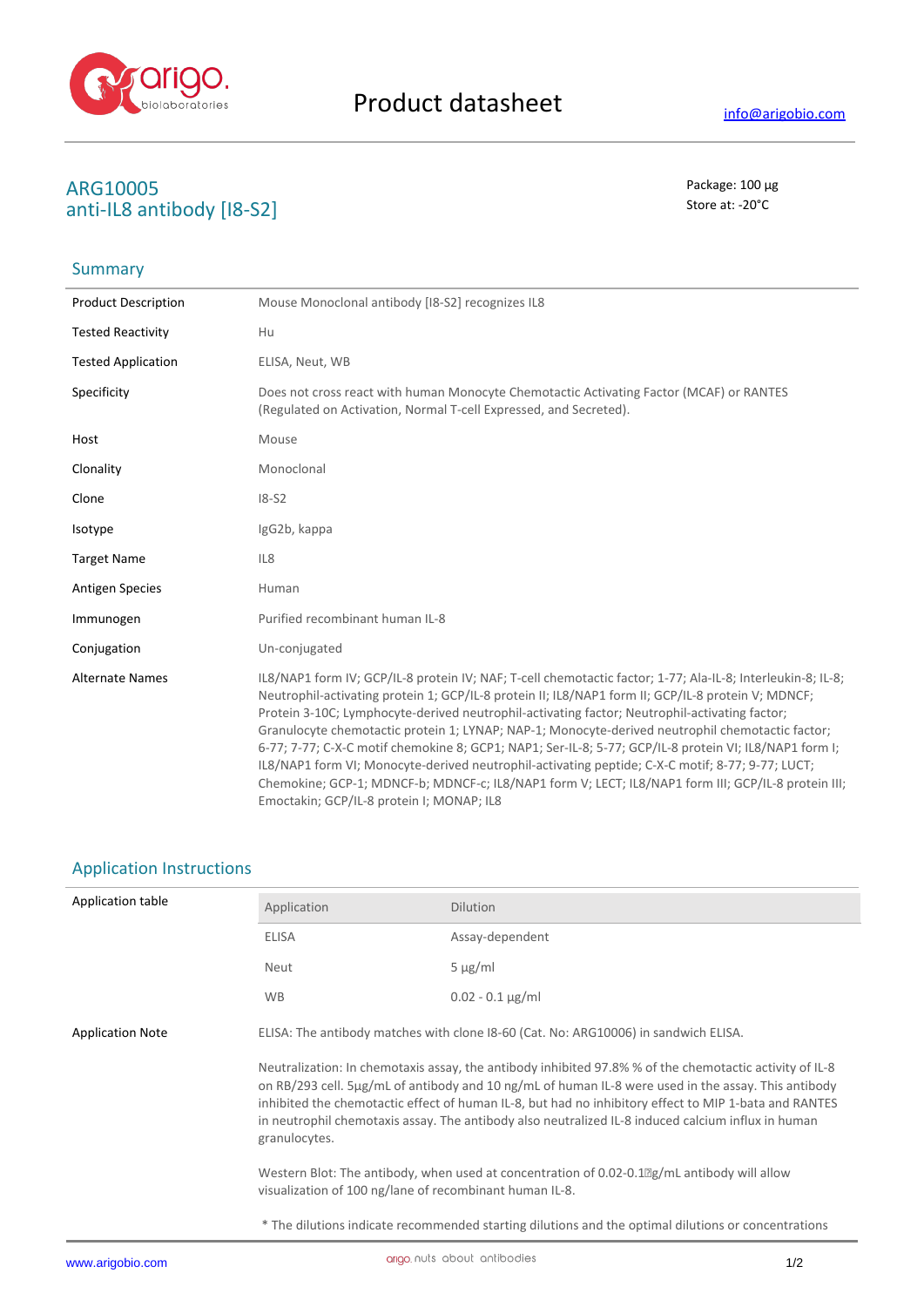# Product datasheet

info@arigobio.com

## ARG10005
## anti-IL8 antibody [I8-S2]

Package: 100 μg
Store at: -20°C

### Summary

| | |
|---|---|
| Product Description | Mouse Monoclonal antibody [I8-S2] recognizes IL8 |
| Tested Reactivity | Hu |
| Tested Application | ELISA, Neut, WB |
| Specificity | Does not cross react with human Monocyte Chemotactic Activating Factor (MCAF) or RANTES (Regulated on Activation, Normal T-cell Expressed, and Secreted). |
| Host | Mouse |
| Clonality | Monoclonal |
| Clone | I8-S2 |
| Isotype | IgG2b, kappa |
| Target Name | IL8 |
| Antigen Species | Human |
| Immunogen | Purified recombinant human IL-8 |
| Conjugation | Un-conjugated |
| Alternate Names | IL8/NAP1 form IV; GCP/IL-8 protein IV; NAF; T-cell chemotactic factor; 1-77; Ala-IL-8; Interleukin-8; IL-8; Neutrophil-activating protein 1; GCP/IL-8 protein II; IL8/NAP1 form II; GCP/IL-8 protein V; MDNCF; Protein 3-10C; Lymphocyte-derived neutrophil-activating factor; Neutrophil-activating factor; Granulocyte chemotactic protein 1; LYNAP; NAP-1; Monocyte-derived neutrophil chemotactic factor; 6-77; 7-77; C-X-C motif chemokine 8; GCP1; NAP1; Ser-IL-8; 5-77; GCP/IL-8 protein VI; IL8/NAP1 form I; IL8/NAP1 form VI; Monocyte-derived neutrophil-activating peptide; C-X-C motif; 8-77; 9-77; LUCT; Chemokine; GCP-1; MDNCF-b; MDNCF-c; IL8/NAP1 form V; LECT; IL8/NAP1 form III; GCP/IL-8 protein III; Emoctakin; GCP/IL-8 protein I; MONAP; IL8 |

### Application Instructions

Application table

| Application | Dilution |
|---|---|
| ELISA | Assay-dependent |
| Neut | 5 µg/ml |
| WB | 0.02 - 0.1 µg/ml |

Application Note

ELISA: The antibody matches with clone I8-60 (Cat. No: ARG10006) in sandwich ELISA.

Neutralization: In chemotaxis assay, the antibody inhibited 97.8% % of the chemotactic activity of IL-8 on RB/293 cell. 5µg/mL of antibody and 10 ng/mL of human IL-8 were used in the assay. This antibody inhibited the chemotactic effect of human IL-8, but had no inhibitory effect to MIP 1-bata and RANTES in neutrophil chemotaxis assay. The antibody also neutralized IL-8 induced calcium influx in human granulocytes.

Western Blot: The antibody, when used at concentration of 0.02-0.1µg/mL antibody will allow visualization of 100 ng/lane of recombinant human IL-8.

\* The dilutions indicate recommended starting dilutions and the optimal dilutions or concentrations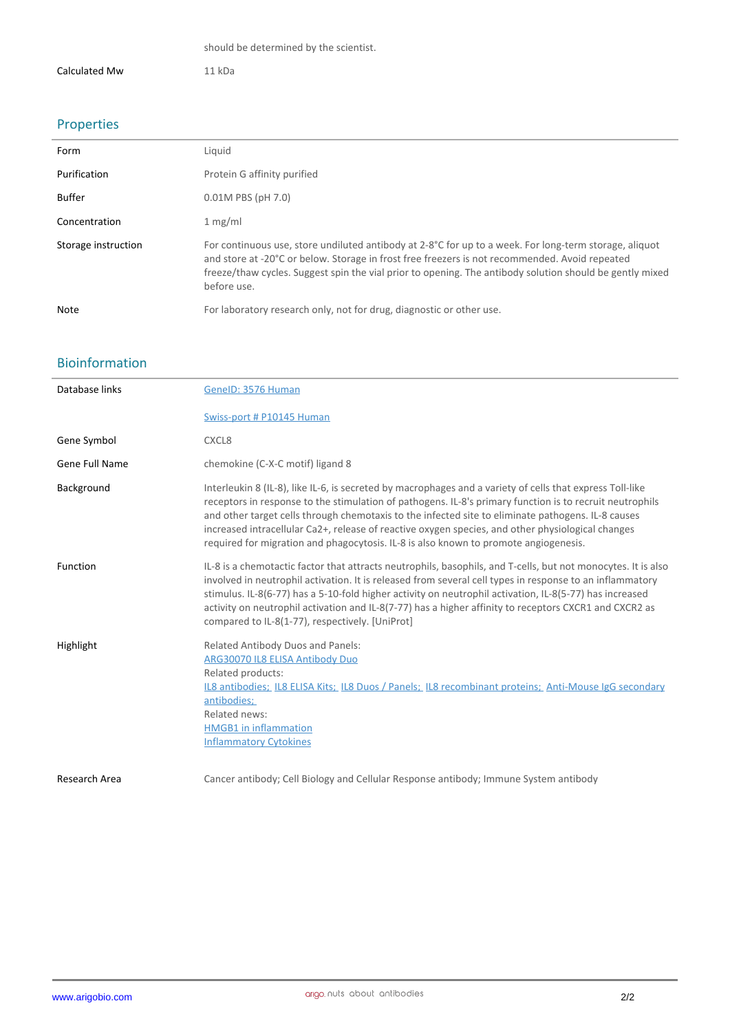| | |
|---|---|
| | should be determined by the scientist. |
| Calculated Mw | 11 kDa |

## Properties

| | |
|---|---|
| Form | Liquid |
| Purification | Protein G affinity purified |
| Buffer | 0.01M PBS (pH 7.0) |
| Concentration | 1 mg/ml |
| Storage instruction | For continuous use, store undiluted antibody at 2-8°C for up to a week. For long-term storage, aliquot and store at -20°C or below. Storage in frost free freezers is not recommended. Avoid repeated freeze/thaw cycles. Suggest spin the vial prior to opening. The antibody solution should be gently mixed before use. |
| Note | For laboratory research only, not for drug, diagnostic or other use. |

## Bioinformation

| | |
|---|---|
| Database links | GeneID: 3576 Human<br>Swiss-port # P10145 Human |
| Gene Symbol | CXCL8 |
| Gene Full Name | chemokine (C-X-C motif) ligand 8 |
| Background | Interleukin 8 (IL-8), like IL-6, is secreted by macrophages and a variety of cells that express Toll-like receptors in response to the stimulation of pathogens. IL-8's primary function is to recruit neutrophils and other target cells through chemotaxis to the infected site to eliminate pathogens. IL-8 causes increased intracellular Ca2+, release of reactive oxygen species, and other physiological changes required for migration and phagocytosis. IL-8 is also known to promote angiogenesis. |
| Function | IL-8 is a chemotactic factor that attracts neutrophils, basophils, and T-cells, but not monocytes. It is also involved in neutrophil activation. It is released from several cell types in response to an inflammatory stimulus. IL-8(6-77) has a 5-10-fold higher activity on neutrophil activation, IL-8(5-77) has increased activity on neutrophil activation and IL-8(7-77) has a higher affinity to receptors CXCR1 and CXCR2 as compared to IL-8(1-77), respectively. [UniProt] |
| Highlight | Related Antibody Duos and Panels:<br>ARG30070 IL8 ELISA Antibody Duo<br>Related products:<br>IL8 antibodies; IL8 ELISA Kits; IL8 Duos / Panels; IL8 recombinant proteins; Anti-Mouse IgG secondary antibodies;<br>Related news:<br>HMGB1 in inflammation<br>Inflammatory Cytokines |
| Research Area | Cancer antibody; Cell Biology and Cellular Response antibody; Immune System antibody |